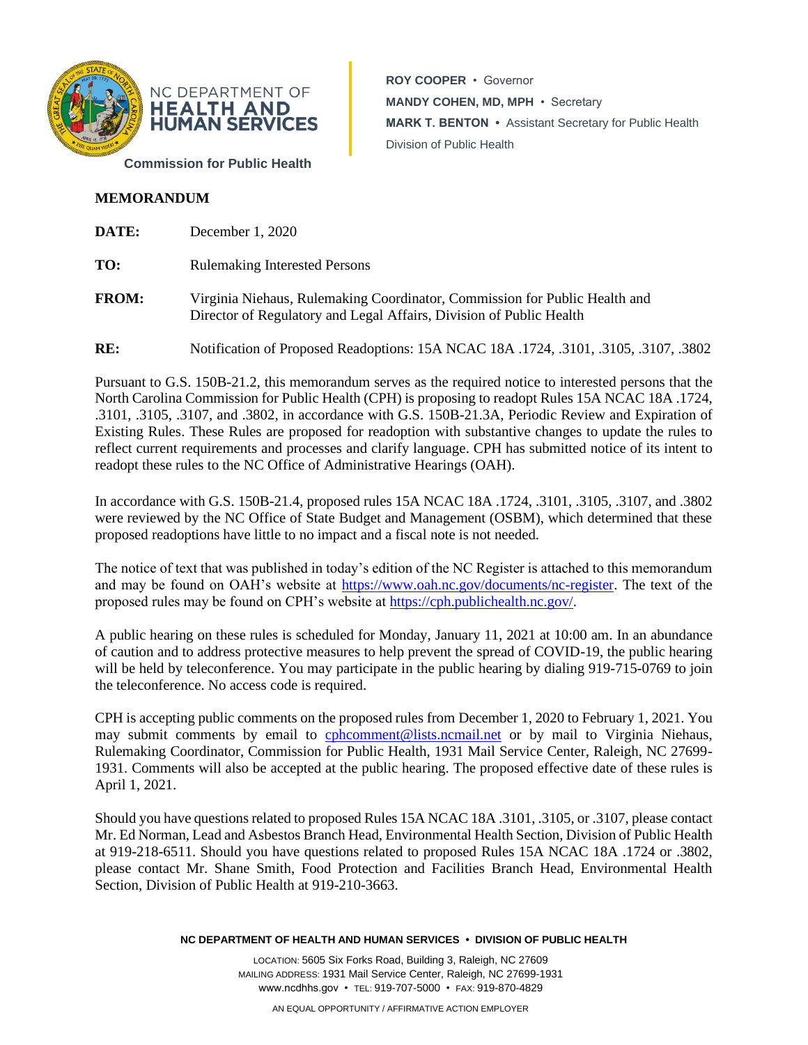NC DEPARTMENT OF **HEALTH AND HUMAN SERVICES**

**Commission for Public Health**

**ROY COOPER** • Governor
**MANDY COHEN, MD, MPH** • Secretary
**MARK T. BENTON** • Assistant Secretary for Public Health
Division of Public Health

## MEMORANDUM

**DATE:** December 1, 2020

**TO:** Rulemaking Interested Persons

**FROM:** Virginia Niehaus, Rulemaking Coordinator, Commission for Public Health and Director of Regulatory and Legal Affairs, Division of Public Health

**RE:** Notification of Proposed Readoptions: 15A NCAC 18A .1724, .3101, .3105, .3107, .3802

Pursuant to G.S. 150B-21.2, this memorandum serves as the required notice to interested persons that the North Carolina Commission for Public Health (CPH) is proposing to readopt Rules 15A NCAC 18A .1724, .3101, .3105, .3107, and .3802, in accordance with G.S. 150B-21.3A, Periodic Review and Expiration of Existing Rules. These Rules are proposed for readoption with substantive changes to update the rules to reflect current requirements and processes and clarify language. CPH has submitted notice of its intent to readopt these rules to the NC Office of Administrative Hearings (OAH).

In accordance with G.S. 150B-21.4, proposed rules 15A NCAC 18A .1724, .3101, .3105, .3107, and .3802 were reviewed by the NC Office of State Budget and Management (OSBM), which determined that these proposed readoptions have little to no impact and a fiscal note is not needed.

The notice of text that was published in today's edition of the NC Register is attached to this memorandum and may be found on OAH's website at https://www.oah.nc.gov/documents/nc-register. The text of the proposed rules may be found on CPH's website at https://cph.publichealth.nc.gov/.

A public hearing on these rules is scheduled for Monday, January 11, 2021 at 10:00 am. In an abundance of caution and to address protective measures to help prevent the spread of COVID-19, the public hearing will be held by teleconference. You may participate in the public hearing by dialing 919-715-0769 to join the teleconference. No access code is required.

CPH is accepting public comments on the proposed rules from December 1, 2020 to February 1, 2021. You may submit comments by email to cphcomment@lists.ncmail.net or by mail to Virginia Niehaus, Rulemaking Coordinator, Commission for Public Health, 1931 Mail Service Center, Raleigh, NC 27699-1931. Comments will also be accepted at the public hearing. The proposed effective date of these rules is April 1, 2021.

Should you have questions related to proposed Rules 15A NCAC 18A .3101, .3105, or .3107, please contact Mr. Ed Norman, Lead and Asbestos Branch Head, Environmental Health Section, Division of Public Health at 919-218-6511. Should you have questions related to proposed Rules 15A NCAC 18A .1724 or .3802, please contact Mr. Shane Smith, Food Protection and Facilities Branch Head, Environmental Health Section, Division of Public Health at 919-210-3663.

**NC DEPARTMENT OF HEALTH AND HUMAN SERVICES • DIVISION OF PUBLIC HEALTH**

LOCATION: 5605 Six Forks Road, Building 3, Raleigh, NC 27609
MAILING ADDRESS: 1931 Mail Service Center, Raleigh, NC 27699-1931
www.ncdhhs.gov • TEL: 919-707-5000 • FAX: 919-870-4829

AN EQUAL OPPORTUNITY / AFFIRMATIVE ACTION EMPLOYER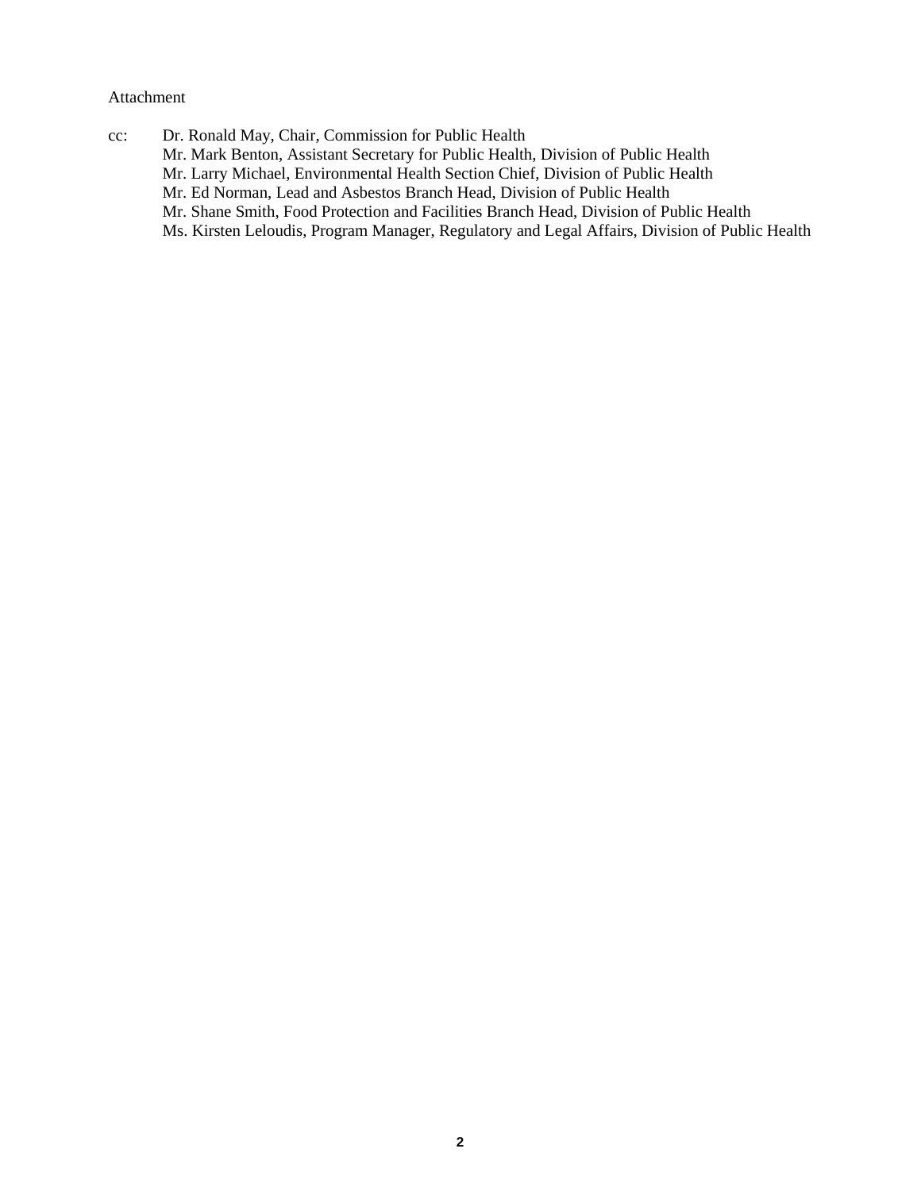Attachment

cc: Dr. Ronald May, Chair, Commission for Public Health
Mr. Mark Benton, Assistant Secretary for Public Health, Division of Public Health
Mr. Larry Michael, Environmental Health Section Chief, Division of Public Health
Mr. Ed Norman, Lead and Asbestos Branch Head, Division of Public Health
Mr. Shane Smith, Food Protection and Facilities Branch Head, Division of Public Health
Ms. Kirsten Leloudis, Program Manager, Regulatory and Legal Affairs, Division of Public Health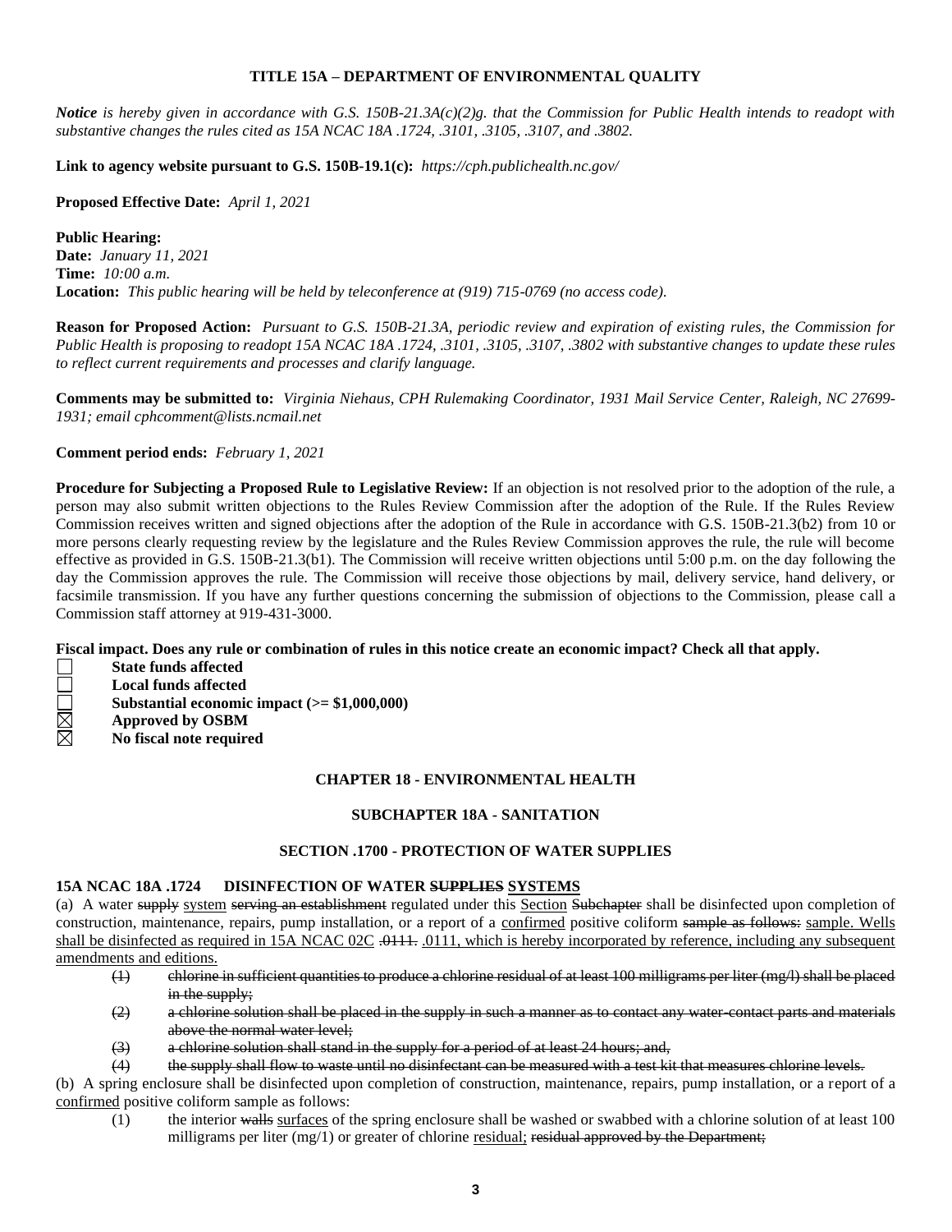**TITLE 15A – DEPARTMENT OF ENVIRONMENTAL QUALITY**

***Notice*** *is hereby given in accordance with G.S. 150B-21.3A(c)(2)g. that the Commission for Public Health intends to readopt with substantive changes the rules cited as 15A NCAC 18A .1724, .3101, .3105, .3107, and .3802.*

**Link to agency website pursuant to G.S. 150B-19.1(c):** *https://cph.publichealth.nc.gov/*

**Proposed Effective Date:** *April 1, 2021*

**Public Hearing:**
**Date:** *January 11, 2021*
**Time:** *10:00 a.m.*
**Location:** *This public hearing will be held by teleconference at (919) 715-0769 (no access code).*

**Reason for Proposed Action:** *Pursuant to G.S. 150B-21.3A, periodic review and expiration of existing rules, the Commission for Public Health is proposing to readopt 15A NCAC 18A .1724, .3101, .3105, .3107, .3802 with substantive changes to update these rules to reflect current requirements and processes and clarify language.*

**Comments may be submitted to:** *Virginia Niehaus, CPH Rulemaking Coordinator, 1931 Mail Service Center, Raleigh, NC 27699-1931; email cphcomment@lists.ncmail.net*

**Comment period ends:** *February 1, 2021*

**Procedure for Subjecting a Proposed Rule to Legislative Review:** If an objection is not resolved prior to the adoption of the rule, a person may also submit written objections to the Rules Review Commission after the adoption of the Rule. If the Rules Review Commission receives written and signed objections after the adoption of the Rule in accordance with G.S. 150B-21.3(b2) from 10 or more persons clearly requesting review by the legislature and the Rules Review Commission approves the rule, the rule will become effective as provided in G.S. 150B-21.3(b1). The Commission will receive written objections until 5:00 p.m. on the day following the day the Commission approves the rule. The Commission will receive those objections by mail, delivery service, hand delivery, or facsimile transmission. If you have any further questions concerning the submission of objections to the Commission, please call a Commission staff attorney at 919-431-3000.

**Fiscal impact. Does any rule or combination of rules in this notice create an economic impact? Check all that apply.**

- ☐ **State funds affected**
- ☐ **Local funds affected**
- ☐ **Substantial economic impact (>= $1,000,000)**
- ☒ **Approved by OSBM**
- ☒ **No fiscal note required**

**CHAPTER 18 - ENVIRONMENTAL HEALTH**

**SUBCHAPTER 18A - SANITATION**

**SECTION .1700 - PROTECTION OF WATER SUPPLIES**

**15A NCAC 18A .1724 DISINFECTION OF WATER ~~SUPPLIES~~ SYSTEMS**

(a) A water ~~supply~~ system ~~serving an establishment~~ regulated under this Section ~~Subchapter~~ shall be disinfected upon completion of construction, maintenance, repairs, pump installation, or a report of a confirmed positive coliform ~~sample as follows:~~ sample. Wells shall be disinfected as required in 15A NCAC 02C ~~.0111.~~ .0111, which is hereby incorporated by reference, including any subsequent amendments and editions.

- ~~(1) chlorine in sufficient quantities to produce a chlorine residual of at least 100 milligrams per liter (mg/l) shall be placed in the supply;~~
- ~~(2) a chlorine solution shall be placed in the supply in such a manner as to contact any water-contact parts and materials above the normal water level;~~
- ~~(3) a chlorine solution shall stand in the supply for a period of at least 24 hours; and,~~
- ~~(4) the supply shall flow to waste until no disinfectant can be measured with a test kit that measures chlorine levels.~~

(b) A spring enclosure shall be disinfected upon completion of construction, maintenance, repairs, pump installation, or a report of a confirmed positive coliform sample as follows:

- (1) the interior ~~walls~~ surfaces of the spring enclosure shall be washed or swabbed with a chlorine solution of at least 100 milligrams per liter (mg/1) or greater of chlorine residual; ~~residual approved by the Department;~~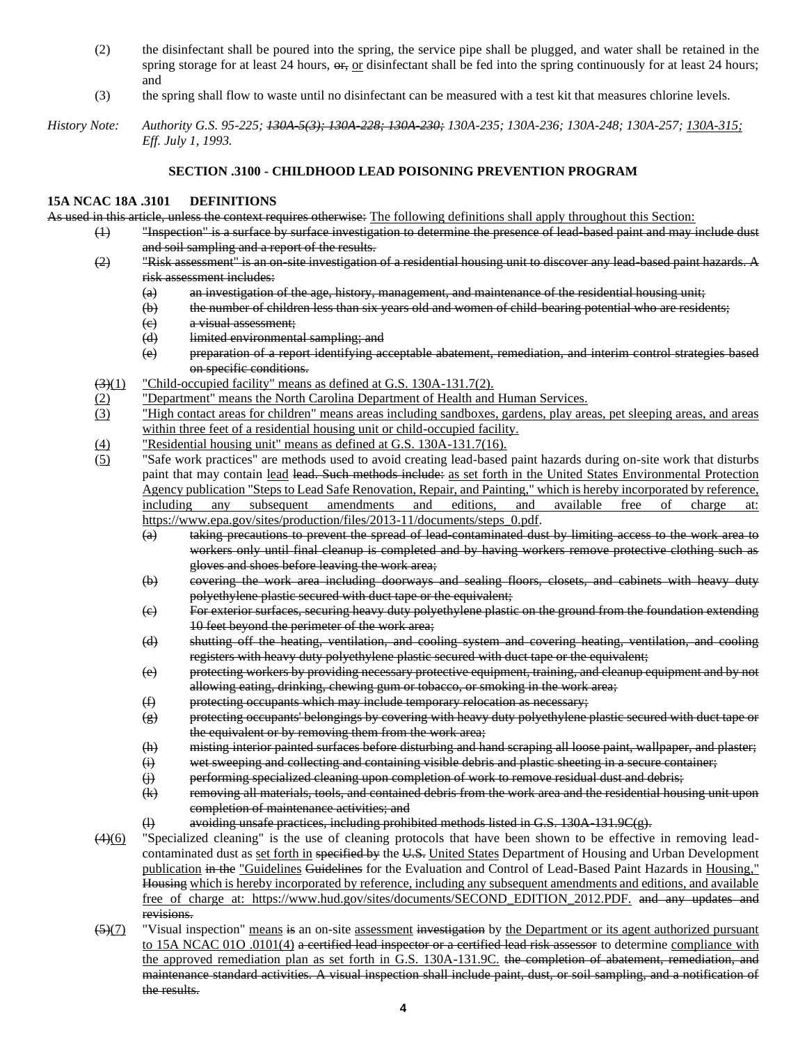(2) the disinfectant shall be poured into the spring, the service pipe shall be plugged, and water shall be retained in the spring storage for at least 24 hours, ~~or,~~ <u>or</u> disinfectant shall be fed into the spring continuously for at least 24 hours; and

(3) the spring shall flow to waste until no disinfectant can be measured with a test kit that measures chlorine levels.

*History Note: Authority G.S. 95-225; ~~130A-5(3); 130A-228; 130A-230;~~ 130A-235; 130A-236; 130A-248; 130A-257; <u>130A-315;</u> Eff. July 1, 1993.*

## SECTION .3100 - CHILDHOOD LEAD POISONING PREVENTION PROGRAM

### 15A NCAC 18A .3101 DEFINITIONS

~~As used in this article, unless the context requires otherwise:~~ <u>The following definitions shall apply throughout this Section:</u>

~~(1) "Inspection" is a surface by surface investigation to determine the presence of lead-based paint and may include dust and soil sampling and a report of the results.~~

~~(2) "Risk assessment" is an on-site investigation of a residential housing unit to discover any lead-based paint hazards. A risk assessment includes:~~

~~(a) an investigation of the age, history, management, and maintenance of the residential housing unit;~~

~~(b) the number of children less than six years old and women of child-bearing potential who are residents;~~

~~(c) a visual assessment;~~

~~(d) limited environmental sampling; and~~

~~(e) preparation of a report identifying acceptable abatement, remediation, and interim control strategies based on specific conditions.~~

~~(3)~~<u>(1)</u> <u>"Child-occupied facility" means as defined at G.S. 130A-131.7(2).</u>

<u>(2)</u> <u>"Department" means the North Carolina Department of Health and Human Services.</u>

<u>(3)</u> <u>"High contact areas for children" means areas including sandboxes, gardens, play areas, pet sleeping areas, and areas within three feet of a residential housing unit or child-occupied facility.</u>

<u>(4)</u> <u>"Residential housing unit" means as defined at G.S. 130A-131.7(16).</u>

<u>(5)</u> "Safe work practices" are methods used to avoid creating lead-based paint hazards during on-site work that disturbs paint that may contain <u>lead</u> ~~lead. Such methods include:~~ <u>as set forth in the United States Environmental Protection Agency publication "Steps to Lead Safe Renovation, Repair, and Painting," which is hereby incorporated by reference, including any subsequent amendments and editions, and available free of charge at: https://www.epa.gov/sites/production/files/2013-11/documents/steps_0.pdf.</u>

~~(a) taking precautions to prevent the spread of lead-contaminated dust by limiting access to the work area to workers only until final cleanup is completed and by having workers remove protective clothing such as gloves and shoes before leaving the work area;~~

~~(b) covering the work area including doorways and sealing floors, closets, and cabinets with heavy duty polyethylene plastic secured with duct tape or the equivalent;~~

~~(c) For exterior surfaces, securing heavy duty polyethylene plastic on the ground from the foundation extending 10 feet beyond the perimeter of the work area;~~

~~(d) shutting off the heating, ventilation, and cooling system and covering heating, ventilation, and cooling registers with heavy duty polyethylene plastic secured with duct tape or the equivalent;~~

~~(e) protecting workers by providing necessary protective equipment, training, and cleanup equipment and by not allowing eating, drinking, chewing gum or tobacco, or smoking in the work area;~~

~~(f) protecting occupants which may include temporary relocation as necessary;~~

~~(g) protecting occupants' belongings by covering with heavy duty polyethylene plastic secured with duct tape or the equivalent or by removing them from the work area;~~

~~(h) misting interior painted surfaces before disturbing and hand scraping all loose paint, wallpaper, and plaster;~~

~~(i) wet sweeping and collecting and containing visible debris and plastic sheeting in a secure container;~~

~~(j) performing specialized cleaning upon completion of work to remove residual dust and debris;~~

~~(k) removing all materials, tools, and contained debris from the work area and the residential housing unit upon completion of maintenance activities; and~~

~~(l) avoiding unsafe practices, including prohibited methods listed in G.S. 130A-131.9C(g).~~

~~(4)~~<u>(6)</u> "Specialized cleaning" is the use of cleaning protocols that have been shown to be effective in removing lead-contaminated dust as <u>set forth in</u> ~~specified by~~ the ~~U.S.~~ <u>United States</u> Department of Housing and Urban Development <u>publication</u> ~~in the~~ <u>"Guidelines</u> ~~Guidelines~~ for the Evaluation and Control of Lead-Based Paint Hazards in <u>Housing,"</u> ~~Housing~~ <u>which is hereby incorporated by reference, including any subsequent amendments and editions, and available free of charge at: https://www.hud.gov/sites/documents/SECOND_EDITION_2012.PDF.</u> ~~and any updates and revisions.~~

~~(5)~~<u>(7)</u> "Visual inspection" <u>means</u> ~~is~~ an on-site <u>assessment</u> ~~investigation~~ by <u>the Department or its agent authorized pursuant to 15A NCAC 01O .0101(4)</u> ~~a certified lead inspector or a certified lead risk assessor~~ to determine <u>compliance with the approved remediation plan as set forth in G.S. 130A-131.9C.</u> ~~the completion of abatement, remediation, and maintenance standard activities. A visual inspection shall include paint, dust, or soil sampling, and a notification of the results.~~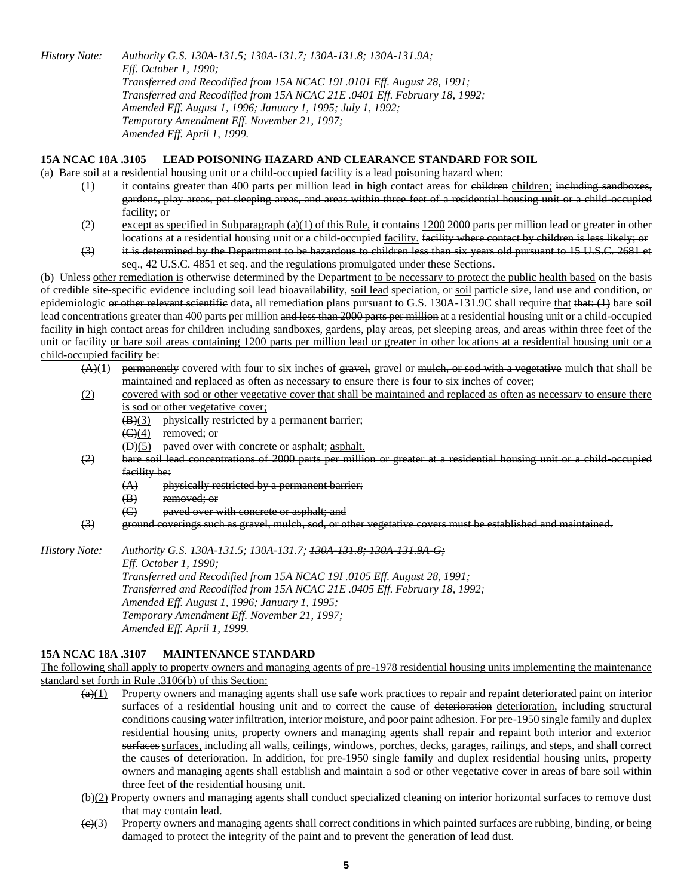*History Note: Authority G.S. 130A-131.5; ~~130A-131.7; 130A-131.8; 130A-131.9A;~~*
*Eff. October 1, 1990;*
*Transferred and Recodified from 15A NCAC 19I .0101 Eff. August 28, 1991;*
*Transferred and Recodified from 15A NCAC 21E .0401 Eff. February 18, 1992;*
*Amended Eff. August 1, 1996; January 1, 1995; July 1, 1992;*
*Temporary Amendment Eff. November 21, 1997;*
*Amended Eff. April 1, 1999.*

**15A NCAC 18A .3105 LEAD POISONING HAZARD AND CLEARANCE STANDARD FOR SOIL**

(a) Bare soil at a residential housing unit or a child-occupied facility is a lead poisoning hazard when:

(1) it contains greater than 400 parts per million lead in high contact areas for ~~children~~ <u>children;</u> ~~including sandboxes, gardens, play areas, pet sleeping areas, and areas within three feet of a residential housing unit or a child-occupied facility;~~ <u>or</u>

(2) <u>except as specified in Subparagraph (a)(1) of this Rule,</u> it contains <u>1200</u> ~~2000~~ parts per million lead or greater in other locations at a residential housing unit or a child-occupied <u>facility.</u> ~~facility where contact by children is less likely; or~~

~~(3) it is determined by the Department to be hazardous to children less than six years old pursuant to 15 U.S.C. 2681 et seq., 42 U.S.C. 4851 et seq. and the regulations promulgated under these Sections.~~

(b) Unless <u>other remediation is</u> ~~otherwise~~ determined by the Department <u>to be necessary to protect the public health based</u> on ~~the basis of credible~~ site-specific evidence including soil lead bioavailability, <u>soil lead</u> speciation, ~~or~~ <u>soil</u> particle size, land use and condition, or epidemiologic ~~or other relevant scientific~~ data, all remediation plans pursuant to G.S. 130A-131.9C shall require <u>that</u> ~~that: (1)~~ bare soil lead concentrations greater than 400 parts per million ~~and less than 2000 parts per million~~ at a residential housing unit or a child-occupied facility in high contact areas for children ~~including sandboxes, gardens, play areas, pet sleeping areas, and areas within three feet of the unit or facility~~ <u>or bare soil areas containing 1200 parts per million lead or greater in other locations at a residential housing unit or a child-occupied facility</u> be:

~~(A)~~<u>(1)</u> ~~permanently~~ covered with four to six inches of ~~gravel,~~ <u>gravel or</u> ~~mulch, or sod with a vegetative~~ <u>mulch that shall be maintained and replaced as often as necessary to ensure there is four to six inches of</u> cover;

<u>(2) covered with sod or other vegetative cover that shall be maintained and replaced as often as necessary to ensure there is sod or other vegetative cover;</u>

~~(B)~~<u>(3)</u> physically restricted by a permanent barrier;

~~(C)~~<u>(4)</u> removed; or

~~(D)~~<u>(5)</u> paved over with concrete or ~~asphalt;~~ <u>asphalt.</u>

~~(2) bare soil lead concentrations of 2000 parts per million or greater at a residential housing unit or a child-occupied facility be:~~

~~(A) physically restricted by a permanent barrier;~~

~~(B) removed; or~~

~~(C) paved over with concrete or asphalt; and~~

~~(3) ground coverings such as gravel, mulch, sod, or other vegetative covers must be established and maintained.~~

*History Note: Authority G.S. 130A-131.5; 130A-131.7; ~~130A-131.8; 130A-131.9A-G;~~*
*Eff. October 1, 1990;*
*Transferred and Recodified from 15A NCAC 19I .0105 Eff. August 28, 1991;*
*Transferred and Recodified from 15A NCAC 21E .0405 Eff. February 18, 1992;*
*Amended Eff. August 1, 1996; January 1, 1995;*
*Temporary Amendment Eff. November 21, 1997;*
*Amended Eff. April 1, 1999.*

**15A NCAC 18A .3107 MAINTENANCE STANDARD**

<u>The following shall apply to property owners and managing agents of pre-1978 residential housing units implementing the maintenance standard set forth in Rule .3106(b) of this Section:</u>

~~(a)~~<u>(1)</u> Property owners and managing agents shall use safe work practices to repair and repaint deteriorated paint on interior surfaces of a residential housing unit and to correct the cause of ~~deterioration~~ <u>deterioration,</u> including structural conditions causing water infiltration, interior moisture, and poor paint adhesion. For pre-1950 single family and duplex residential housing units, property owners and managing agents shall repair and repaint both interior and exterior ~~surfaces~~ <u>surfaces,</u> including all walls, ceilings, windows, porches, decks, garages, railings, and steps, and shall correct the causes of deterioration. In addition, for pre-1950 single family and duplex residential housing units, property owners and managing agents shall establish and maintain a <u>sod or other</u> vegetative cover in areas of bare soil within three feet of the residential housing unit.

~~(b)~~<u>(2)</u> Property owners and managing agents shall conduct specialized cleaning on interior horizontal surfaces to remove dust that may contain lead.

~~(c)~~<u>(3)</u> Property owners and managing agents shall correct conditions in which painted surfaces are rubbing, binding, or being damaged to protect the integrity of the paint and to prevent the generation of lead dust.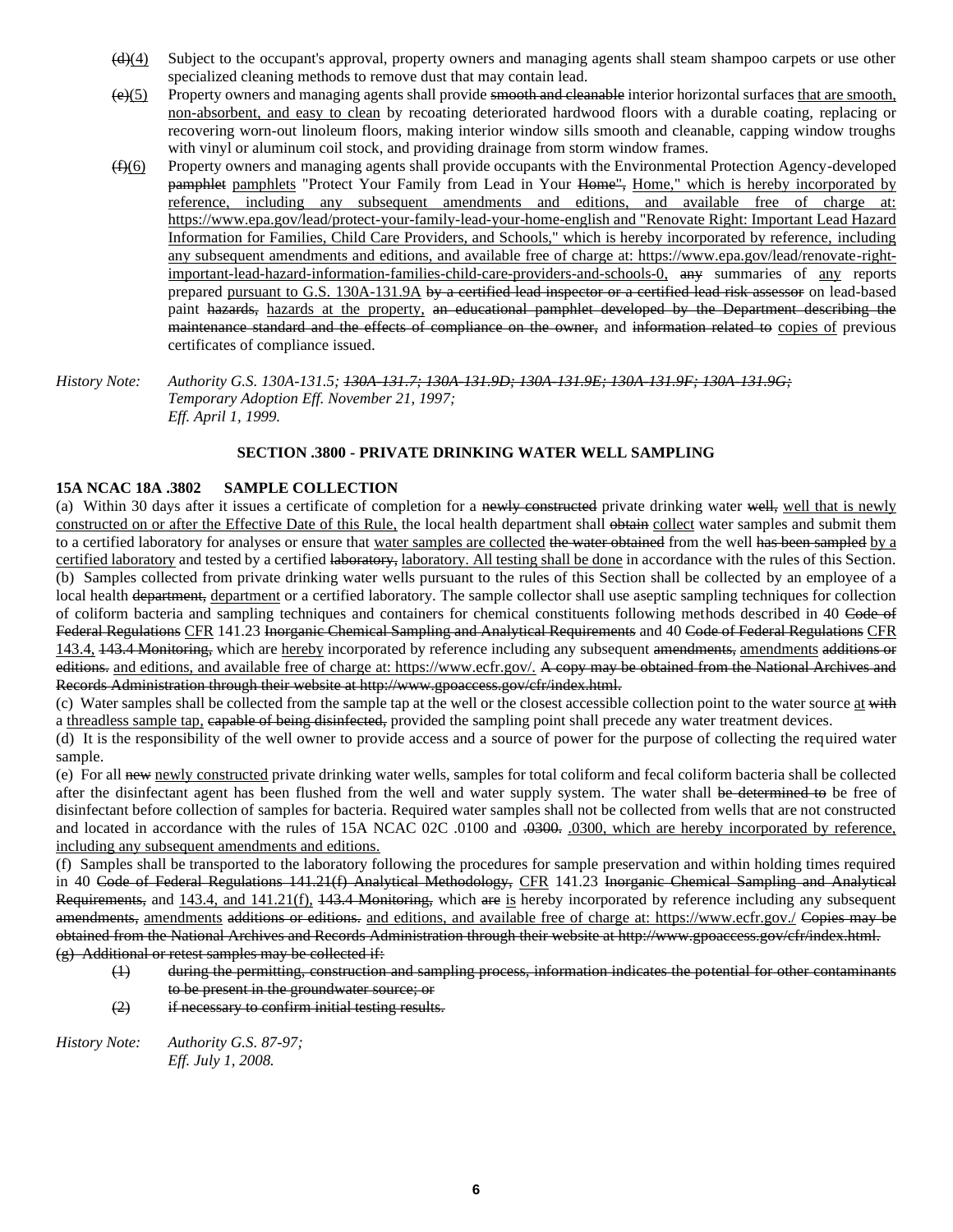~~(d)~~(4) Subject to the occupant's approval, property owners and managing agents shall steam shampoo carpets or use other specialized cleaning methods to remove dust that may contain lead.

~~(e)~~(5) Property owners and managing agents shall provide ~~smooth and cleanable~~ interior horizontal surfaces <u>that are smooth, non-absorbent, and easy to clean</u> by recoating deteriorated hardwood floors with a durable coating, replacing or recovering worn-out linoleum floors, making interior window sills smooth and cleanable, capping window troughs with vinyl or aluminum coil stock, and providing drainage from storm window frames.

~~(f)~~(6) Property owners and managing agents shall provide occupants with the Environmental Protection Agency-developed ~~pamphlet~~ <u>pamphlets</u> "Protect Your Family from Lead in Your ~~Home",~~ <u>Home," which is hereby incorporated by reference, including any subsequent amendments and editions, and available free of charge at: https://www.epa.gov/lead/protect-your-family-lead-your-home-english and "Renovate Right: Important Lead Hazard Information for Families, Child Care Providers, and Schools," which is hereby incorporated by reference, including any subsequent amendments and editions, and available free of charge at: https://www.epa.gov/lead/renovate-right-important-lead-hazard-information-families-child-care-providers-and-schools-0,</u> ~~any~~ summaries of <u>any</u> reports prepared <u>pursuant to G.S. 130A-131.9A</u> ~~by a certified lead inspector or a certified lead risk assessor~~ on lead-based paint ~~hazards,~~ <u>hazards at the property,</u> ~~an educational pamphlet developed by the Department describing the maintenance standard and the effects of compliance on the owner,~~ and ~~information related to~~ <u>copies of</u> previous certificates of compliance issued.

*History Note: Authority G.S. 130A-131.5; ~~130A-131.7; 130A-131.9D; 130A-131.9E; 130A-131.9F; 130A-131.9G;~~*
*Temporary Adoption Eff. November 21, 1997;*
*Eff. April 1, 1999.*

## SECTION .3800 - PRIVATE DRINKING WATER WELL SAMPLING

### 15A NCAC 18A .3802 SAMPLE COLLECTION

(a) Within 30 days after it issues a certificate of completion for a ~~newly constructed~~ private drinking water ~~well,~~ <u>well that is newly constructed on or after the Effective Date of this Rule,</u> the local health department shall ~~obtain~~ <u>collect</u> water samples and submit them to a certified laboratory for analyses or ensure that <u>water samples are collected</u> ~~the water obtained~~ from the well ~~has been sampled~~ <u>by a certified laboratory</u> and tested by a certified ~~laboratory,~~ <u>laboratory. All testing shall be done</u> in accordance with the rules of this Section.

(b) Samples collected from private drinking water wells pursuant to the rules of this Section shall be collected by an employee of a local health ~~department,~~ <u>department</u> or a certified laboratory. The sample collector shall use aseptic sampling techniques for collection of coliform bacteria and sampling techniques and containers for chemical constituents following methods described in 40 ~~Code of Federal Regulations~~ <u>CFR</u> 141.23 ~~Inorganic Chemical Sampling and Analytical Requirements~~ and 40 ~~Code of Federal Regulations~~ <u>CFR</u> <u>143.4,</u> ~~143.4 Monitoring,~~ which are <u>hereby</u> incorporated by reference including any subsequent ~~amendments,~~ <u>amendments</u> ~~additions or editions.~~ <u>and editions, and available free of charge at: https://www.ecfr.gov/.</u> ~~A copy may be obtained from the National Archives and Records Administration through their website at http://www.gpoaccess.gov/cfr/index.html.~~

(c) Water samples shall be collected from the sample tap at the well or the closest accessible collection point to the water source <u>at</u> ~~with~~ a <u>threadless sample tap,</u> ~~capable of being disinfected,~~ provided the sampling point shall precede any water treatment devices.

(d) It is the responsibility of the well owner to provide access and a source of power for the purpose of collecting the required water sample.

(e) For all ~~new~~ <u>newly constructed</u> private drinking water wells, samples for total coliform and fecal coliform bacteria shall be collected after the disinfectant agent has been flushed from the well and water supply system. The water shall ~~be determined to~~ be free of disinfectant before collection of samples for bacteria. Required water samples shall not be collected from wells that are not constructed and located in accordance with the rules of 15A NCAC 02C .0100 and ~~.0300.~~ <u>.0300, which are hereby incorporated by reference, including any subsequent amendments and editions.</u>

(f) Samples shall be transported to the laboratory following the procedures for sample preservation and within holding times required in 40 ~~Code of Federal Regulations 141.21(f) Analytical Methodology,~~ <u>CFR</u> 141.23 ~~Inorganic Chemical Sampling and Analytical Requirements,~~ and <u>143.4, and 141.21(f),</u> ~~143.4 Monitoring,~~ which ~~are~~ <u>is</u> hereby incorporated by reference including any subsequent ~~amendments,~~ <u>amendments</u> ~~additions or editions.~~ <u>and editions, and available free of charge at: https://www.ecfr.gov./</u> ~~Copies may be obtained from the National Archives and Records Administration through their website at http://www.gpoaccess.gov/cfr/index.html.~~

~~(g) Additional or retest samples may be collected if:~~

~~(1) during the permitting, construction and sampling process, information indicates the potential for other contaminants to be present in the groundwater source; or~~

~~(2) if necessary to confirm initial testing results.~~

*History Note: Authority G.S. 87-97;*
*Eff. July 1, 2008.*